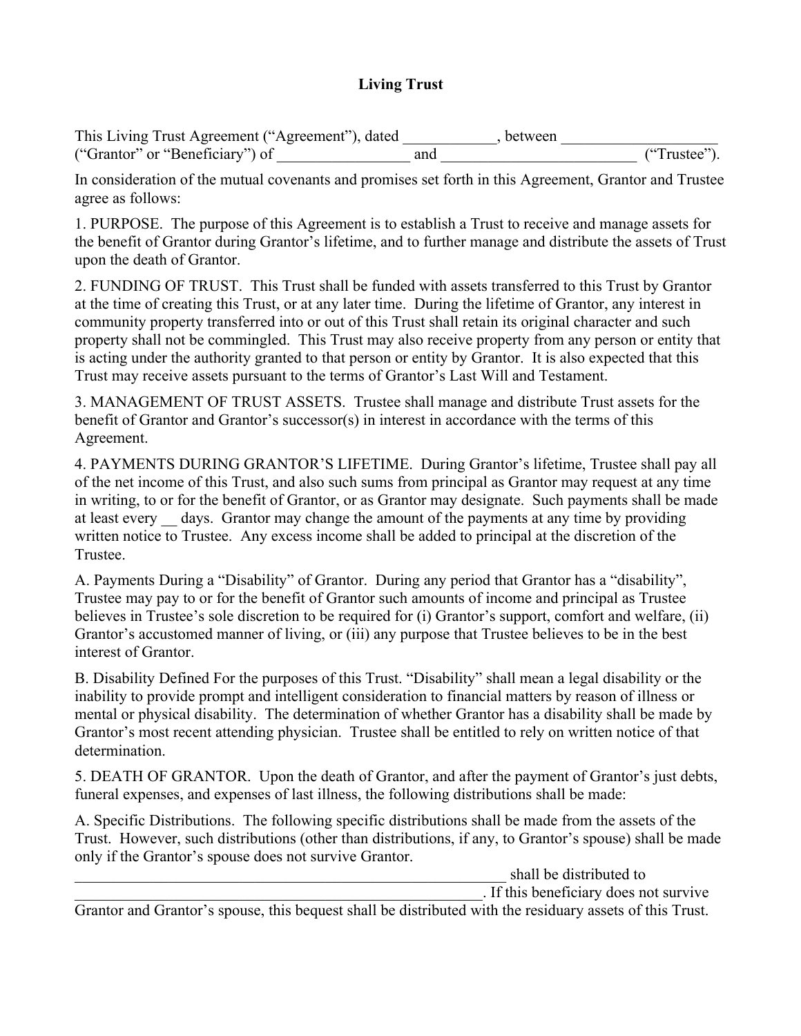# Living Trust

This Living Trust Agreement ("Agreement"), dated ____________, between ____________________ ("Grantor" or "Beneficiary") of _________________ and __________________________ ("Trustee").

In consideration of the mutual covenants and promises set forth in this Agreement, Grantor and Trustee agree as follows:

1. PURPOSE. The purpose of this Agreement is to establish a Trust to receive and manage assets for the benefit of Grantor during Grantor's lifetime, and to further manage and distribute the assets of Trust upon the death of Grantor.

2. FUNDING OF TRUST. This Trust shall be funded with assets transferred to this Trust by Grantor at the time of creating this Trust, or at any later time. During the lifetime of Grantor, any interest in community property transferred into or out of this Trust shall retain its original character and such property shall not be commingled. This Trust may also receive property from any person or entity that is acting under the authority granted to that person or entity by Grantor. It is also expected that this Trust may receive assets pursuant to the terms of Grantor's Last Will and Testament.

3. MANAGEMENT OF TRUST ASSETS. Trustee shall manage and distribute Trust assets for the benefit of Grantor and Grantor's successor(s) in interest in accordance with the terms of this Agreement.

4. PAYMENTS DURING GRANTOR'S LIFETIME. During Grantor's lifetime, Trustee shall pay all of the net income of this Trust, and also such sums from principal as Grantor may request at any time in writing, to or for the benefit of Grantor, or as Grantor may designate. Such payments shall be made at least every __ days. Grantor may change the amount of the payments at any time by providing written notice to Trustee. Any excess income shall be added to principal at the discretion of the Trustee.

A. Payments During a "Disability" of Grantor. During any period that Grantor has a "disability", Trustee may pay to or for the benefit of Grantor such amounts of income and principal as Trustee believes in Trustee's sole discretion to be required for (i) Grantor's support, comfort and welfare, (ii) Grantor's accustomed manner of living, or (iii) any purpose that Trustee believes to be in the best interest of Grantor.

B. Disability Defined For the purposes of this Trust. "Disability" shall mean a legal disability or the inability to provide prompt and intelligent consideration to financial matters by reason of illness or mental or physical disability. The determination of whether Grantor has a disability shall be made by Grantor's most recent attending physician. Trustee shall be entitled to rely on written notice of that determination.

5. DEATH OF GRANTOR. Upon the death of Grantor, and after the payment of Grantor's just debts, funeral expenses, and expenses of last illness, the following distributions shall be made:

A. Specific Distributions. The following specific distributions shall be made from the assets of the Trust. However, such distributions (other than distributions, if any, to Grantor's spouse) shall be made only if the Grantor's spouse does not survive Grantor.

__________________________________________________________ shall be distributed to ______________________________________________________. If this beneficiary does not survive Grantor and Grantor's spouse, this bequest shall be distributed with the residuary assets of this Trust.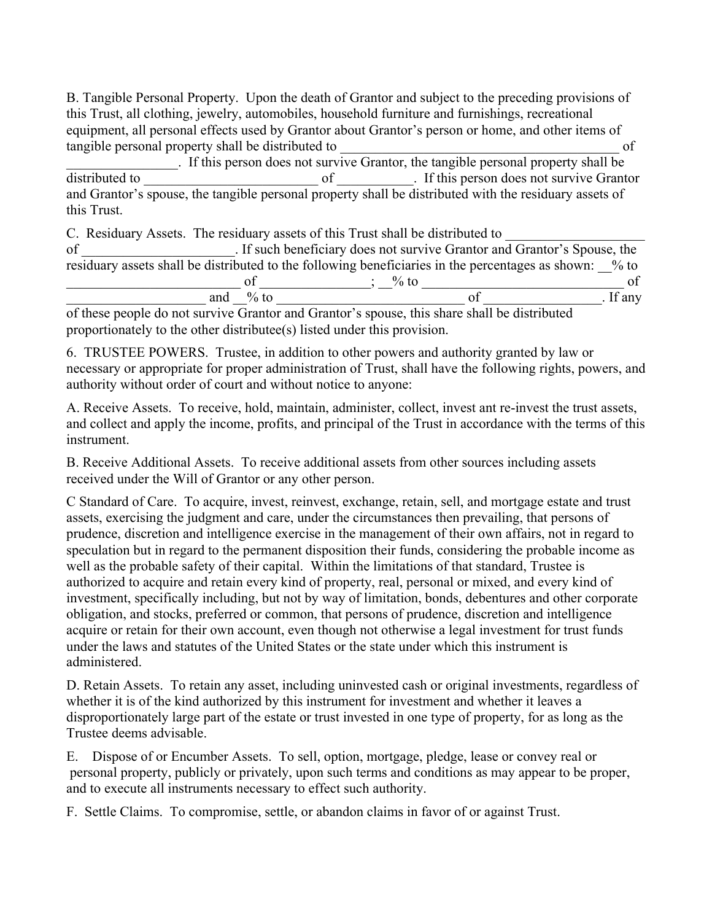B. Tangible Personal Property. Upon the death of Grantor and subject to the preceding provisions of this Trust, all clothing, jewelry, automobiles, household furniture and furnishings, recreational equipment, all personal effects used by Grantor about Grantor's person or home, and other items of tangible personal property shall be distributed to ________________________________________ of ________________. If this person does not survive Grantor, the tangible personal property shall be distributed to _________________________ of ___________. If this person does not survive Grantor and Grantor's spouse, the tangible personal property shall be distributed with the residuary assets of this Trust.

C. Residuary Assets. The residuary assets of this Trust shall be distributed to ___________________ of _____________________. If such beneficiary does not survive Grantor and Grantor's Spouse, the residuary assets shall be distributed to the following beneficiaries in the percentages as shown: __% to _________________________ of _______________; __% to _____________________________ of ____________________ and __% to ___________________________ of _________________. If any of these people do not survive Grantor and Grantor's spouse, this share shall be distributed proportionately to the other distributee(s) listed under this provision.

6. TRUSTEE POWERS. Trustee, in addition to other powers and authority granted by law or necessary or appropriate for proper administration of Trust, shall have the following rights, powers, and authority without order of court and without notice to anyone:

A. Receive Assets. To receive, hold, maintain, administer, collect, invest ant re-invest the trust assets, and collect and apply the income, profits, and principal of the Trust in accordance with the terms of this instrument.

B. Receive Additional Assets. To receive additional assets from other sources including assets received under the Will of Grantor or any other person.

C Standard of Care. To acquire, invest, reinvest, exchange, retain, sell, and mortgage estate and trust assets, exercising the judgment and care, under the circumstances then prevailing, that persons of prudence, discretion and intelligence exercise in the management of their own affairs, not in regard to speculation but in regard to the permanent disposition their funds, considering the probable income as well as the probable safety of their capital. Within the limitations of that standard, Trustee is authorized to acquire and retain every kind of property, real, personal or mixed, and every kind of investment, specifically including, but not by way of limitation, bonds, debentures and other corporate obligation, and stocks, preferred or common, that persons of prudence, discretion and intelligence acquire or retain for their own account, even though not otherwise a legal investment for trust funds under the laws and statutes of the United States or the state under which this instrument is administered.

D. Retain Assets. To retain any asset, including uninvested cash or original investments, regardless of whether it is of the kind authorized by this instrument for investment and whether it leaves a disproportionately large part of the estate or trust invested in one type of property, for as long as the Trustee deems advisable.

E. Dispose of or Encumber Assets. To sell, option, mortgage, pledge, lease or convey real or personal property, publicly or privately, upon such terms and conditions as may appear to be proper, and to execute all instruments necessary to effect such authority.

F. Settle Claims. To compromise, settle, or abandon claims in favor of or against Trust.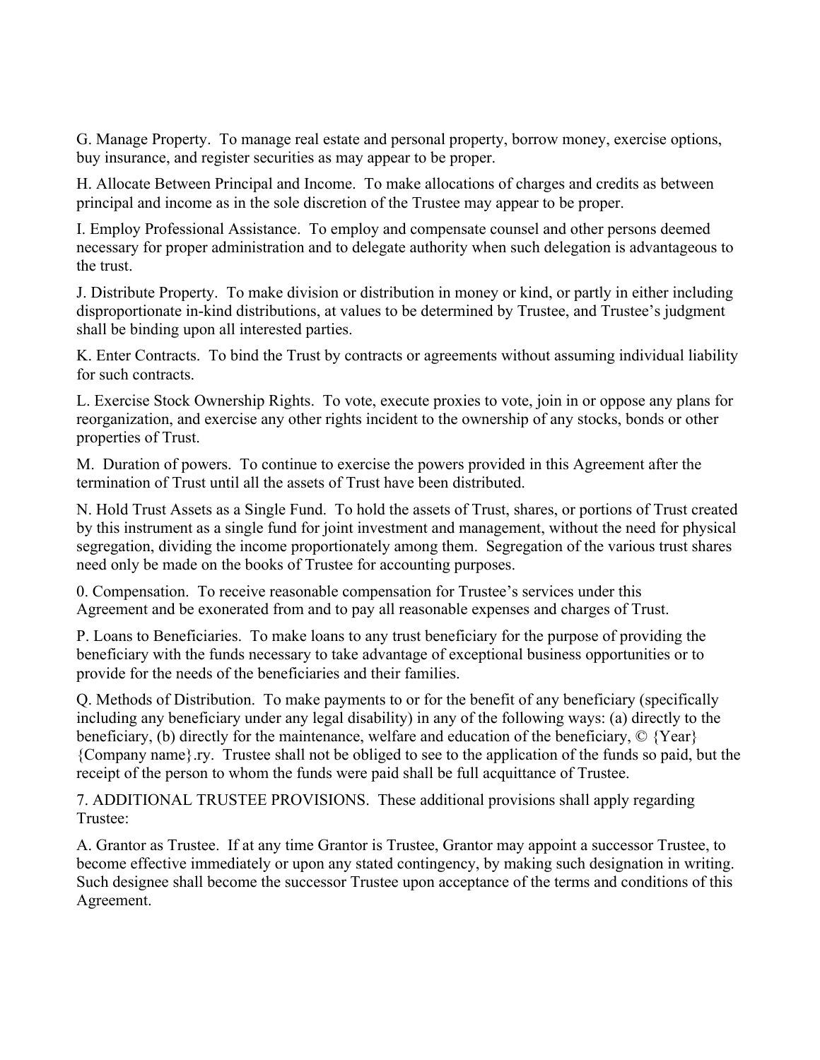G. Manage Property. To manage real estate and personal property, borrow money, exercise options, buy insurance, and register securities as may appear to be proper.

H. Allocate Between Principal and Income. To make allocations of charges and credits as between principal and income as in the sole discretion of the Trustee may appear to be proper.

I. Employ Professional Assistance. To employ and compensate counsel and other persons deemed necessary for proper administration and to delegate authority when such delegation is advantageous to the trust.

J. Distribute Property. To make division or distribution in money or kind, or partly in either including disproportionate in-kind distributions, at values to be determined by Trustee, and Trustee's judgment shall be binding upon all interested parties.

K. Enter Contracts. To bind the Trust by contracts or agreements without assuming individual liability for such contracts.

L. Exercise Stock Ownership Rights. To vote, execute proxies to vote, join in or oppose any plans for reorganization, and exercise any other rights incident to the ownership of any stocks, bonds or other properties of Trust.

M. Duration of powers. To continue to exercise the powers provided in this Agreement after the termination of Trust until all the assets of Trust have been distributed.

N. Hold Trust Assets as a Single Fund. To hold the assets of Trust, shares, or portions of Trust created by this instrument as a single fund for joint investment and management, without the need for physical segregation, dividing the income proportionately among them. Segregation of the various trust shares need only be made on the books of Trustee for accounting purposes.

0. Compensation. To receive reasonable compensation for Trustee's services under this Agreement and be exonerated from and to pay all reasonable expenses and charges of Trust.

P. Loans to Beneficiaries. To make loans to any trust beneficiary for the purpose of providing the beneficiary with the funds necessary to take advantage of exceptional business opportunities or to provide for the needs of the beneficiaries and their families.

Q. Methods of Distribution. To make payments to or for the benefit of any beneficiary (specifically including any beneficiary under any legal disability) in any of the following ways: (a) directly to the beneficiary, (b) directly for the maintenance, welfare and education of the beneficiary, © {Year} {Company name}.ry. Trustee shall not be obliged to see to the application of the funds so paid, but the receipt of the person to whom the funds were paid shall be full acquittance of Trustee.

7. ADDITIONAL TRUSTEE PROVISIONS. These additional provisions shall apply regarding Trustee:

A. Grantor as Trustee. If at any time Grantor is Trustee, Grantor may appoint a successor Trustee, to become effective immediately or upon any stated contingency, by making such designation in writing. Such designee shall become the successor Trustee upon acceptance of the terms and conditions of this Agreement.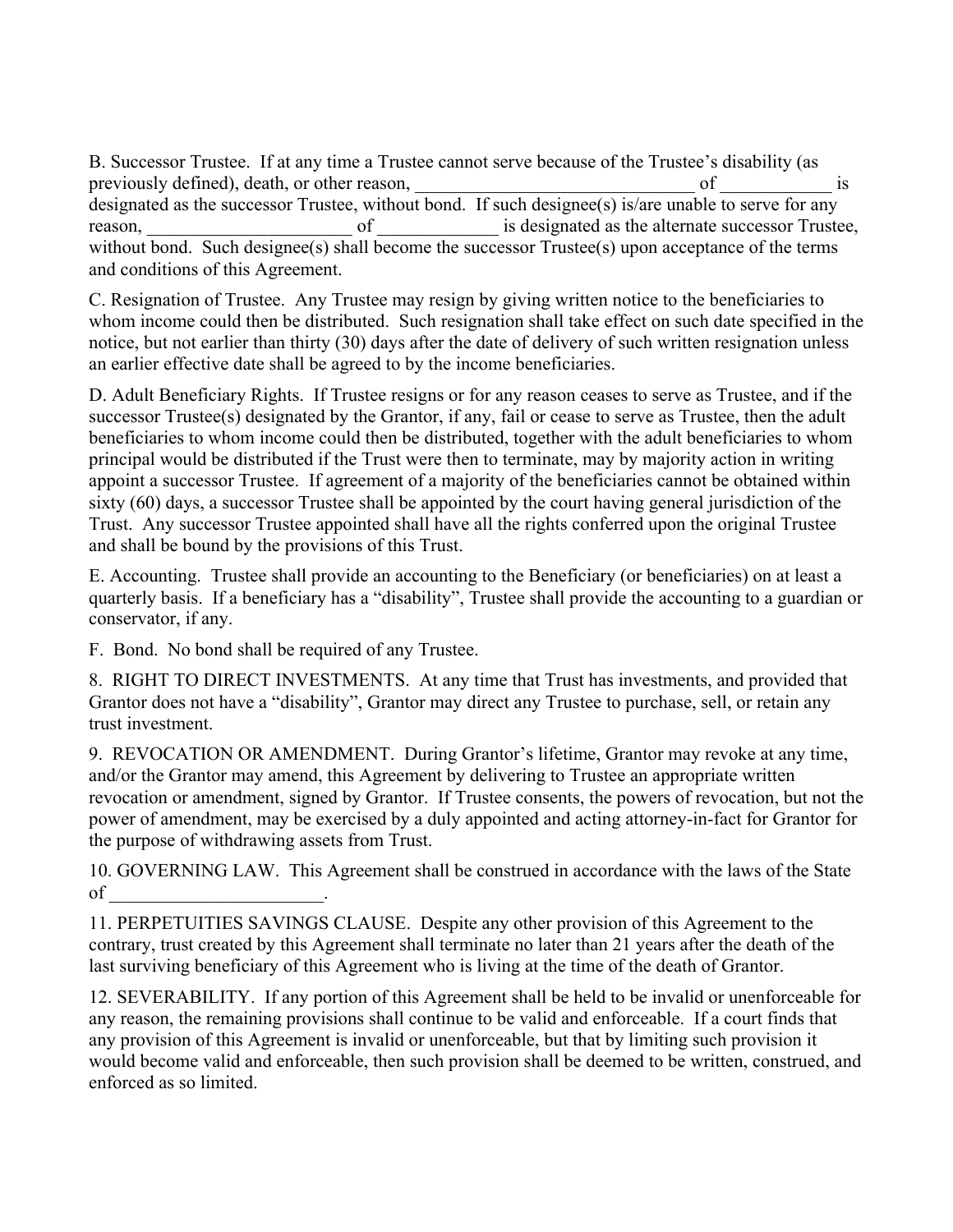B. Successor Trustee. If at any time a Trustee cannot serve because of the Trustee's disability (as previously defined), death, or other reason, ______________________________ of ____________ is designated as the successor Trustee, without bond. If such designee(s) is/are unable to serve for any reason, ______________________ of _____________ is designated as the alternate successor Trustee, without bond. Such designee(s) shall become the successor Trustee(s) upon acceptance of the terms and conditions of this Agreement.

C. Resignation of Trustee. Any Trustee may resign by giving written notice to the beneficiaries to whom income could then be distributed. Such resignation shall take effect on such date specified in the notice, but not earlier than thirty (30) days after the date of delivery of such written resignation unless an earlier effective date shall be agreed to by the income beneficiaries.

D. Adult Beneficiary Rights. If Trustee resigns or for any reason ceases to serve as Trustee, and if the successor Trustee(s) designated by the Grantor, if any, fail or cease to serve as Trustee, then the adult beneficiaries to whom income could then be distributed, together with the adult beneficiaries to whom principal would be distributed if the Trust were then to terminate, may by majority action in writing appoint a successor Trustee. If agreement of a majority of the beneficiaries cannot be obtained within sixty (60) days, a successor Trustee shall be appointed by the court having general jurisdiction of the Trust. Any successor Trustee appointed shall have all the rights conferred upon the original Trustee and shall be bound by the provisions of this Trust.

E. Accounting. Trustee shall provide an accounting to the Beneficiary (or beneficiaries) on at least a quarterly basis. If a beneficiary has a "disability", Trustee shall provide the accounting to a guardian or conservator, if any.

F. Bond. No bond shall be required of any Trustee.

8. RIGHT TO DIRECT INVESTMENTS. At any time that Trust has investments, and provided that Grantor does not have a "disability", Grantor may direct any Trustee to purchase, sell, or retain any trust investment.

9. REVOCATION OR AMENDMENT. During Grantor's lifetime, Grantor may revoke at any time, and/or the Grantor may amend, this Agreement by delivering to Trustee an appropriate written revocation or amendment, signed by Grantor. If Trustee consents, the powers of revocation, but not the power of amendment, may be exercised by a duly appointed and acting attorney-in-fact for Grantor for the purpose of withdrawing assets from Trust.

10. GOVERNING LAW. This Agreement shall be construed in accordance with the laws of the State of _______________________.

11. PERPETUITIES SAVINGS CLAUSE. Despite any other provision of this Agreement to the contrary, trust created by this Agreement shall terminate no later than 21 years after the death of the last surviving beneficiary of this Agreement who is living at the time of the death of Grantor.

12. SEVERABILITY. If any portion of this Agreement shall be held to be invalid or unenforceable for any reason, the remaining provisions shall continue to be valid and enforceable. If a court finds that any provision of this Agreement is invalid or unenforceable, but that by limiting such provision it would become valid and enforceable, then such provision shall be deemed to be written, construed, and enforced as so limited.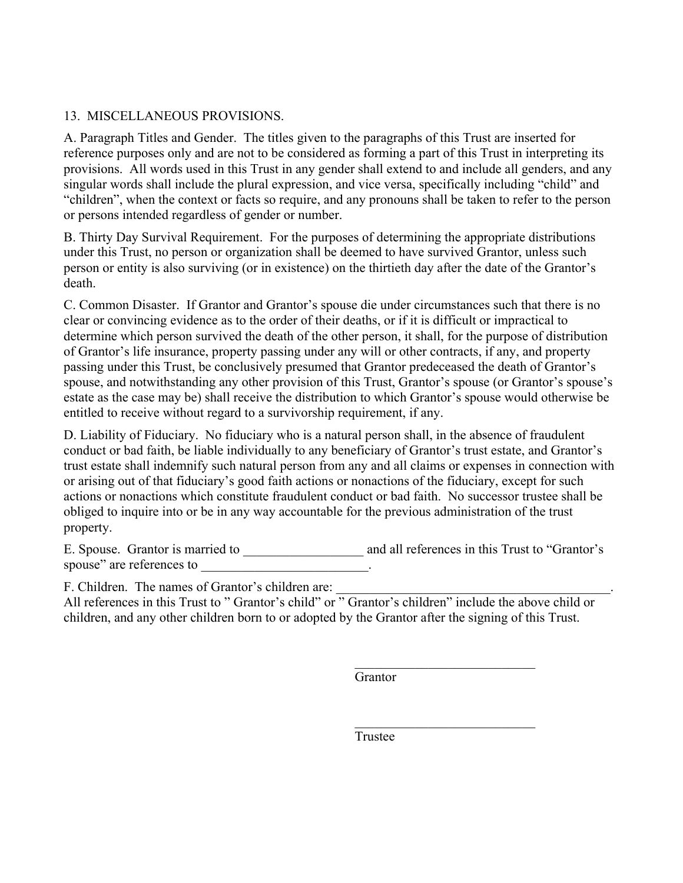## 13. MISCELLANEOUS PROVISIONS.

A. Paragraph Titles and Gender. The titles given to the paragraphs of this Trust are inserted for reference purposes only and are not to be considered as forming a part of this Trust in interpreting its provisions. All words used in this Trust in any gender shall extend to and include all genders, and any singular words shall include the plural expression, and vice versa, specifically including "child" and "children", when the context or facts so require, and any pronouns shall be taken to refer to the person or persons intended regardless of gender or number.

B. Thirty Day Survival Requirement. For the purposes of determining the appropriate distributions under this Trust, no person or organization shall be deemed to have survived Grantor, unless such person or entity is also surviving (or in existence) on the thirtieth day after the date of the Grantor's death.

C. Common Disaster. If Grantor and Grantor's spouse die under circumstances such that there is no clear or convincing evidence as to the order of their deaths, or if it is difficult or impractical to determine which person survived the death of the other person, it shall, for the purpose of distribution of Grantor's life insurance, property passing under any will or other contracts, if any, and property passing under this Trust, be conclusively presumed that Grantor predeceased the death of Grantor's spouse, and notwithstanding any other provision of this Trust, Grantor's spouse (or Grantor's spouse's estate as the case may be) shall receive the distribution to which Grantor's spouse would otherwise be entitled to receive without regard to a survivorship requirement, if any.

D. Liability of Fiduciary. No fiduciary who is a natural person shall, in the absence of fraudulent conduct or bad faith, be liable individually to any beneficiary of Grantor's trust estate, and Grantor's trust estate shall indemnify such natural person from any and all claims or expenses in connection with or arising out of that fiduciary's good faith actions or nonactions of the fiduciary, except for such actions or nonactions which constitute fraudulent conduct or bad faith. No successor trustee shall be obliged to inquire into or be in any way accountable for the previous administration of the trust property.

E. Spouse. Grantor is married to __________________ and all references in this Trust to "Grantor's spouse" are references to _________________________.

F. Children. The names of Grantor's children are: __________________________________________. All references in this Trust to " Grantor's child" or " Grantor's children" include the above child or children, and any other children born to or adopted by the Grantor after the signing of this Trust.

____________________________
Grantor

____________________________
Trustee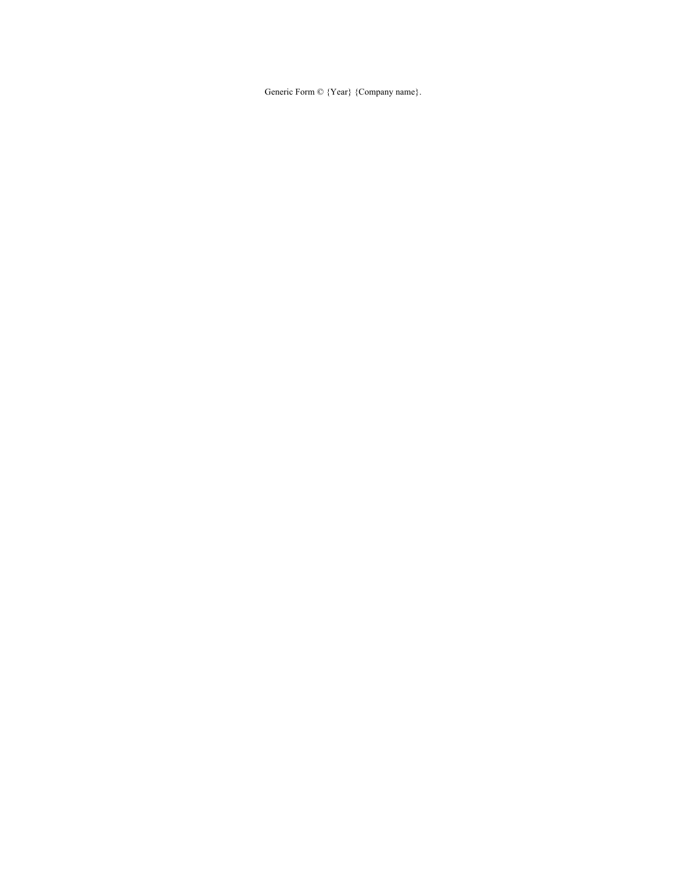Generic Form © {Year} {Company name}.